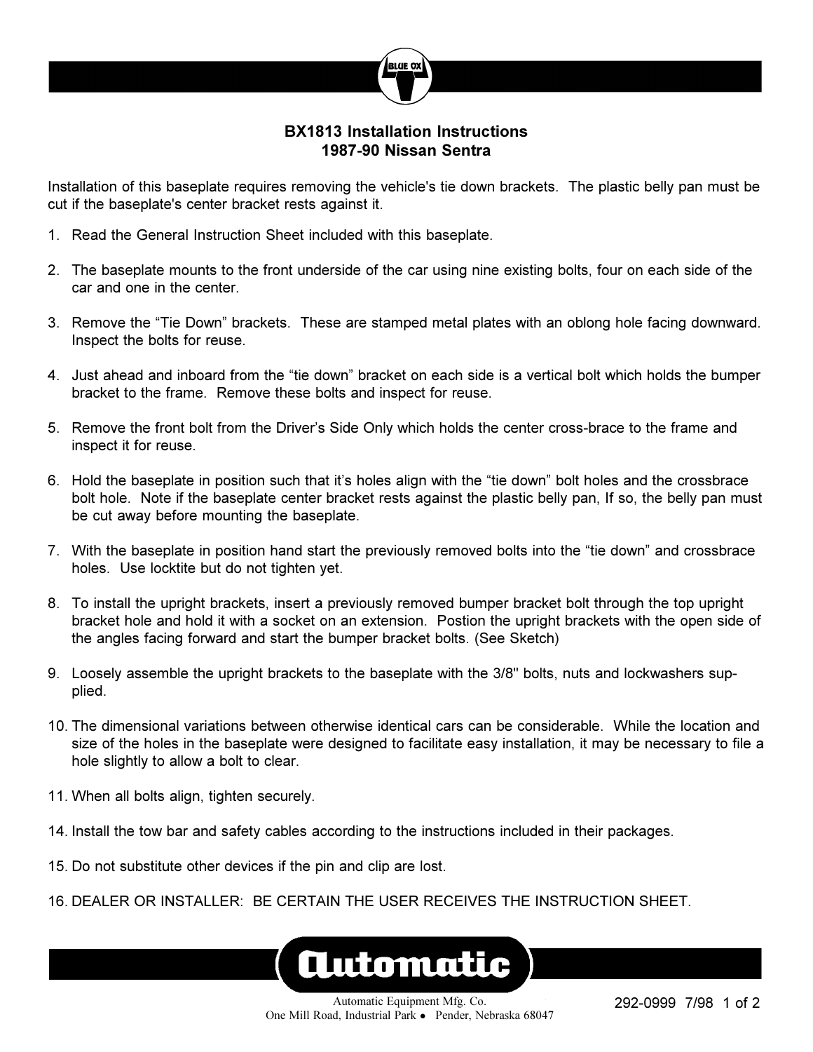# BX1813 Installation Instructions
## 1987-90 Nissan Sentra

Installation of this baseplate requires removing the vehicle's tie down brackets. The plastic belly pan must be cut if the baseplate's center bracket rests against it.

1. Read the General Instruction Sheet included with this baseplate.

2. The baseplate mounts to the front underside of the car using nine existing bolts, four on each side of the car and one in the center.

3. Remove the "Tie Down" brackets. These are stamped metal plates with an oblong hole facing downward. Inspect the bolts for reuse.

4. Just ahead and inboard from the "tie down" bracket on each side is a vertical bolt which holds the bumper bracket to the frame. Remove these bolts and inspect for reuse.

5. Remove the front bolt from the Driver's Side Only which holds the center cross-brace to the frame and inspect it for reuse.

6. Hold the baseplate in position such that it's holes align with the "tie down" bolt holes and the crossbrace bolt hole. Note if the baseplate center bracket rests against the plastic belly pan, If so, the belly pan must be cut away before mounting the baseplate.

7. With the baseplate in position hand start the previously removed bolts into the "tie down" and crossbrace holes. Use locktite but do not tighten yet.

8. To install the upright brackets, insert a previously removed bumper bracket bolt through the top upright bracket hole and hold it with a socket on an extension. Postion the upright brackets with the open side of the angles facing forward and start the bumper bracket bolts. (See Sketch)

9. Loosely assemble the upright brackets to the baseplate with the 3/8" bolts, nuts and lockwashers supplied.

10. The dimensional variations between otherwise identical cars can be considerable. While the location and size of the holes in the baseplate were designed to facilitate easy installation, it may be necessary to file a hole slightly to allow a bolt to clear.

11. When all bolts align, tighten securely.

14. Install the tow bar and safety cables according to the instructions included in their packages.

15. Do not substitute other devices if the pin and clip are lost.

16. DEALER OR INSTALLER: BE CERTAIN THE USER RECEIVES THE INSTRUCTION SHEET.

Automatic Equipment Mfg. Co.
One Mill Road, Industrial Park • Pender, Nebraska 68047

292-0999 7/98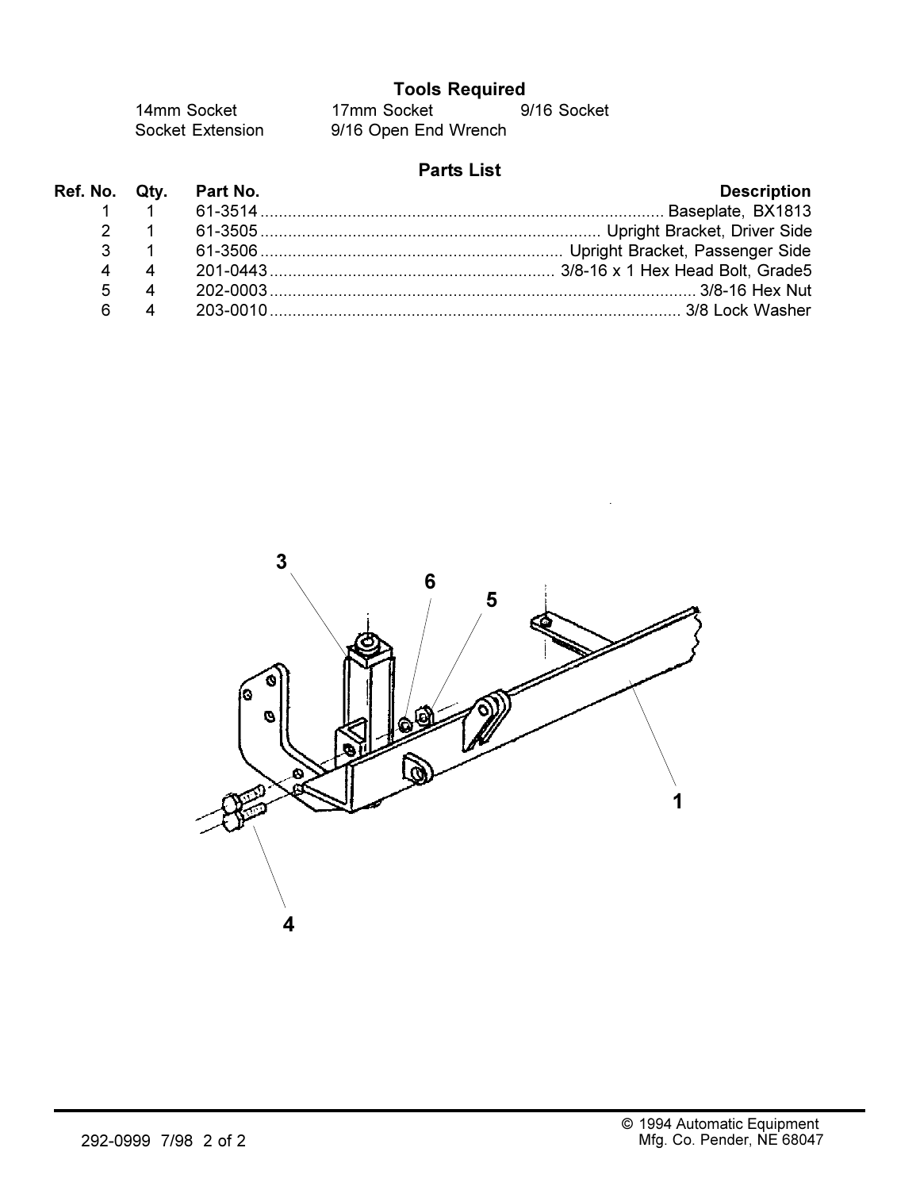## Tools Required

| | | |
|---|---|---|
| 14mm Socket | 17mm Socket | 9/16 Socket |
| Socket Extension | 9/16 Open End Wrench | |

## Parts List

| Ref. No. | Qty. | Part No. | Description |
|---|---|---|---|
| 1 | 1 | 61-3514 | Baseplate, BX1813 |
| 2 | 1 | 61-3505 | Upright Bracket, Driver Side |
| 3 | 1 | 61-3506 | Upright Bracket, Passenger Side |
| 4 | 4 | 201-0443 | 3/8-16 x 1 Hex Head Bolt, Grade5 |
| 5 | 4 | 202-0003 | 3/8-16 Hex Nut |
| 6 | 4 | 203-0010 | 3/8 Lock Washer |

3

6

5

1

4

© 1994 Automatic Equipment Mfg. Co. Pender, NE 68047

292-0999 7/98